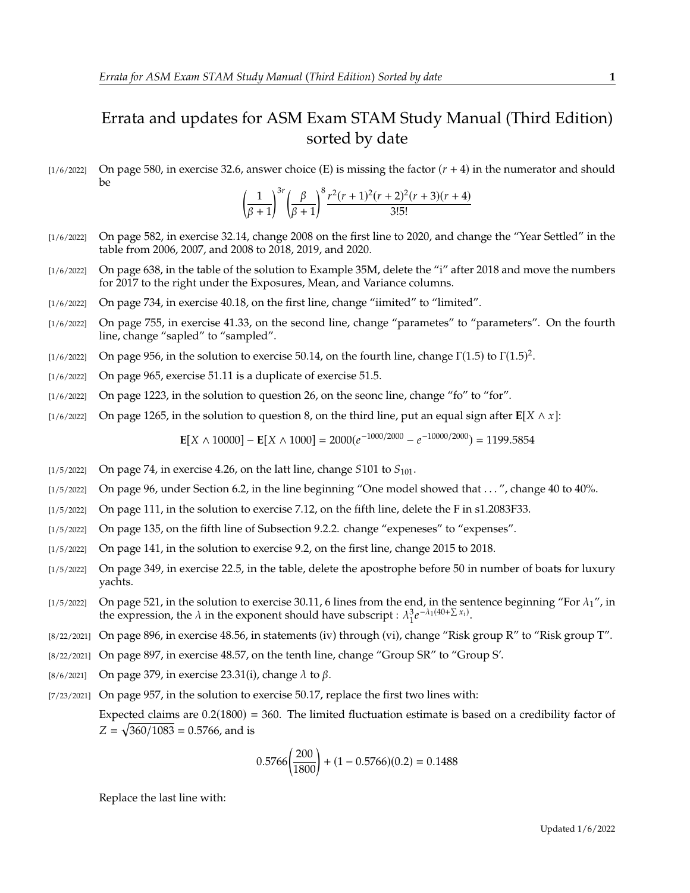# Errata and updates for ASM Exam STAM Study Manual (Third Edition) sorted by date

[1/6/2022] On page 580, in exercise 32.6, answer choice (E) is missing the factor $(r+4)$ in the numerator and should be

$$\left(\frac{1}{\beta+1}\right)^{3r}\left(\frac{\beta}{\beta+1}\right)^{8}\frac{r^2(r+1)^2(r+2)^2(r+3)(r+4)}{3!5!}$$

[1/6/2022] On page 582, in exercise 32.14, change 2008 on the first line to 2020, and change the "Year Settled" in the table from 2006, 2007, and 2008 to 2018, 2019, and 2020.

[1/6/2022] On page 638, in the table of the solution to Example 35M, delete the "i" after 2018 and move the numbers for 2017 to the right under the Exposures, Mean, and Variance columns.

[1/6/2022] On page 734, in exercise 40.18, on the first line, change "iimited" to "limited".

[1/6/2022] On page 755, in exercise 41.33, on the second line, change "parametes" to "parameters". On the fourth line, change "sapled" to "sampled".

[1/6/2022] On page 956, in the solution to exercise 50.14, on the fourth line, change $\Gamma(1.5)$ to $\Gamma(1.5)^2$.

[1/6/2022] On page 965, exercise 51.11 is a duplicate of exercise 51.5.

[1/6/2022] On page 1223, in the solution to question 26, on the seonc line, change "fo" to "for".

[1/6/2022] On page 1265, in the solution to question 8, on the third line, put an equal sign after $\mathbf{E}[X \wedge x]$:

$$\mathbf{E}[X \wedge 10000] - \mathbf{E}[X \wedge 1000] = 2000(e^{-1000/2000} - e^{-10000/2000}) = 1199.5854$$

[1/5/2022] On page 74, in exercise 4.26, on the latt line, change $S101$ to $S_{101}$.

[1/5/2022] On page 96, under Section 6.2, in the line beginning "One model showed that ...", change 40 to 40%.

[1/5/2022] On page 111, in the solution to exercise 7.12, on the fifth line, delete the F in s1.2083F33.

[1/5/2022] On page 135, on the fifth line of Subsection 9.2.2. change "expeneses" to "expenses".

[1/5/2022] On page 141, in the solution to exercise 9.2, on the first line, change 2015 to 2018.

[1/5/2022] On page 349, in exercise 22.5, in the table, delete the apostrophe before 50 in number of boats for luxury yachts.

[1/5/2022] On page 521, in the solution to exercise 30.11, 6 lines from the end, in the sentence beginning "For $\lambda_1$", in the expression, the $\lambda$ in the exponent should have subscript : $\lambda_1^3 e^{-\lambda_1(40+\sum x_i)}$.

[8/22/2021] On page 896, in exercise 48.56, in statements (iv) through (vi), change "Risk group R" to "Risk group T".

[8/22/2021] On page 897, in exercise 48.57, on the tenth line, change "Group SR" to "Group S'.

[8/6/2021] On page 379, in exercise 23.31(i), change $\lambda$ to $\beta$.

[7/23/2021] On page 957, in the solution to exercise 50.17, replace the first two lines with:

Expected claims are 0.2(1800) = 360. The limited fluctuation estimate is based on a credibility factor of $Z = \sqrt{360/1083} = 0.5766$, and is

$$0.5766\left(\frac{200}{1800}\right) + (1 - 0.5766)(0.2) = 0.1488$$

Replace the last line with: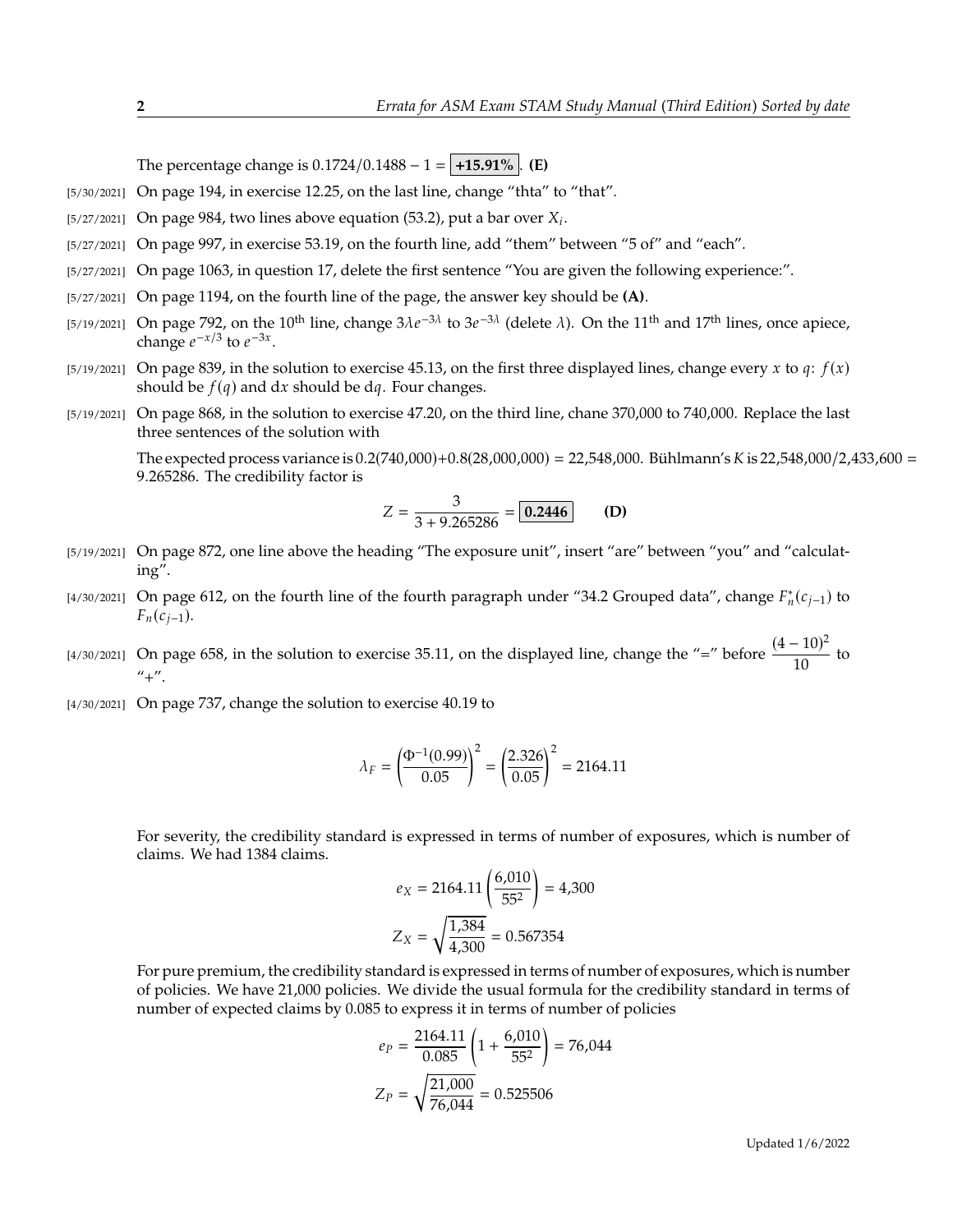The percentage change is $0.1724/0.1488 - 1 = \boxed{+15.91\%}$. **(E)**

[5/30/2021] On page 194, in exercise 12.25, on the last line, change "thta" to "that".

[5/27/2021] On page 984, two lines above equation (53.2), put a bar over $X_i$.

[5/27/2021] On page 997, in exercise 53.19, on the fourth line, add "them" between "5 of" and "each".

[5/27/2021] On page 1063, in question 17, delete the first sentence "You are given the following experience:".

[5/27/2021] On page 1194, on the fourth line of the page, the answer key should be **(A)**.

[5/19/2021] On page 792, on the 10th line, change $3\lambda e^{-3\lambda}$ to $3e^{-3\lambda}$ (delete $\lambda$). On the 11th and 17th lines, once apiece, change $e^{-x/3}$ to $e^{-3x}$.

[5/19/2021] On page 839, in the solution to exercise 45.13, on the first three displayed lines, change every $x$ to $q$: $f(x)$ should be $f(q)$ and $\mathrm{d}x$ should be $\mathrm{d}q$. Four changes.

[5/19/2021] On page 868, in the solution to exercise 47.20, on the third line, chane 370,000 to 740,000. Replace the last three sentences of the solution with

The expected process variance is $0.2(740{,}000)+0.8(28{,}000{,}000) = 22{,}548{,}000$. Bühlmann's $K$ is $22{,}548{,}000/2{,}433{,}600 = 9.265286$. The credibility factor is

$$Z = \frac{3}{3 + 9.265286} = \boxed{0.2446} \qquad \textbf{(D)}$$

[5/19/2021] On page 872, one line above the heading "The exposure unit", insert "are" between "you" and "calculating".

[4/30/2021] On page 612, on the fourth line of the fourth paragraph under "34.2 Grouped data", change $F_n^*(c_{j-1})$ to $F_n(c_{j-1})$.

[4/30/2021] On page 658, in the solution to exercise 35.11, on the displayed line, change the "=" before $\dfrac{(4-10)^2}{10}$ to "+".

[4/30/2021] On page 737, change the solution to exercise 40.19 to

$$\lambda_F = \left(\frac{\Phi^{-1}(0.99)}{0.05}\right)^2 = \left(\frac{2.326}{0.05}\right)^2 = 2164.11$$

For severity, the credibility standard is expressed in terms of number of exposures, which is number of claims. We had 1384 claims.

$$e_X = 2164.11\left(\frac{6{,}010}{55^2}\right) = 4{,}300$$

$$Z_X = \sqrt{\frac{1{,}384}{4{,}300}} = 0.567354$$

For pure premium, the credibility standard is expressed in terms of number of exposures, which is number of policies. We have 21,000 policies. We divide the usual formula for the credibility standard in terms of number of expected claims by 0.085 to express it in terms of number of policies

$$e_P = \frac{2164.11}{0.085}\left(1 + \frac{6{,}010}{55^2}\right) = 76{,}044$$

$$Z_P = \sqrt{\frac{21{,}000}{76{,}044}} = 0.525506$$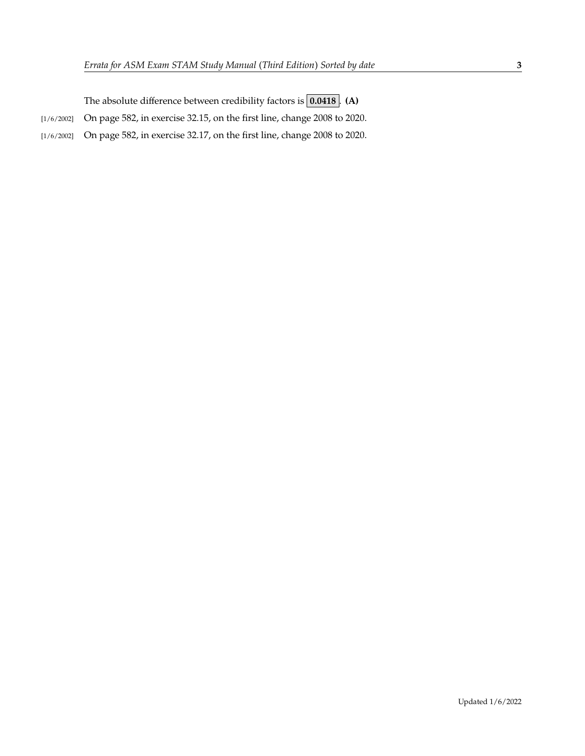The absolute difference between credibility factors is **0.0418**. **(A)**

[1/6/2002] On page 582, in exercise 32.15, on the first line, change 2008 to 2020.

[1/6/2002] On page 582, in exercise 32.17, on the first line, change 2008 to 2020.